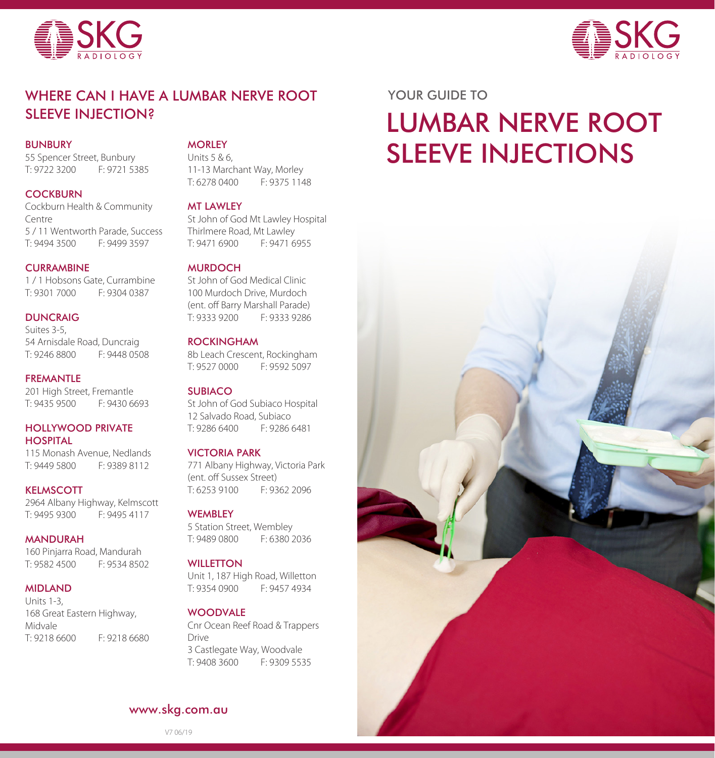# WHERE CAN I HAVE A LUMBAR NERVE ROOT SLEEVE INJECTION?

**BUNBURY**
55 Spencer Street, Bunbury
T: 9722 3200 F: 9721 5385

**COCKBURN**
Cockburn Health & Community Centre
5 / 11 Wentworth Parade, Success
T: 9494 3500 F: 9499 3597

**CURRAMBINE**
1 / 1 Hobsons Gate, Currambine
T: 9301 7000 F: 9304 0387

**DUNCRAIG**
Suites 3-5,
54 Arnisdale Road, Duncraig
T: 9246 8800 F: 9448 0508

**FREMANTLE**
201 High Street, Fremantle
T: 9435 9500 F: 9430 6693

**HOLLYWOOD PRIVATE HOSPITAL**
115 Monash Avenue, Nedlands
T: 9449 5800 F: 9389 8112

**KELMSCOTT**
2964 Albany Highway, Kelmscott
T: 9495 9300 F: 9495 4117

**MANDURAH**
160 Pinjarra Road, Mandurah
T: 9582 4500 F: 9534 8502

**MIDLAND**
Units 1-3,
168 Great Eastern Highway, Midvale
T: 9218 6600 F: 9218 6680

**MORLEY**
Units 5 & 6,
11-13 Marchant Way, Morley
T: 6278 0400 F: 9375 1148

**MT LAWLEY**
St John of God Mt Lawley Hospital
Thirlmere Road, Mt Lawley
T: 9471 6900 F: 9471 6955

**MURDOCH**
St John of God Medical Clinic
100 Murdoch Drive, Murdoch
(ent. off Barry Marshall Parade)
T: 9333 9200 F: 9333 9286

**ROCKINGHAM**
8b Leach Crescent, Rockingham
T: 9527 0000 F: 9592 5097

**SUBIACO**
St John of God Subiaco Hospital
12 Salvado Road, Subiaco
T: 9286 6400 F: 9286 6481

**VICTORIA PARK**
771 Albany Highway, Victoria Park
(ent. off Sussex Street)
T: 6253 9100 F: 9362 2096

**WEMBLEY**
5 Station Street, Wembley
T: 9489 0800 F: 6380 2036

**WILLETTON**
Unit 1, 187 High Road, Willetton
T: 9354 0900 F: 9457 4934

**WOODVALE**
Cnr Ocean Reef Road & Trappers Drive
3 Castlegate Way, Woodvale
T: 9408 3600 F: 9309 5535

www.skg.com.au

V7 06/19

SKG RADIOLOGY

YOUR GUIDE TO

# LUMBAR NERVE ROOT SLEEVE INJECTIONS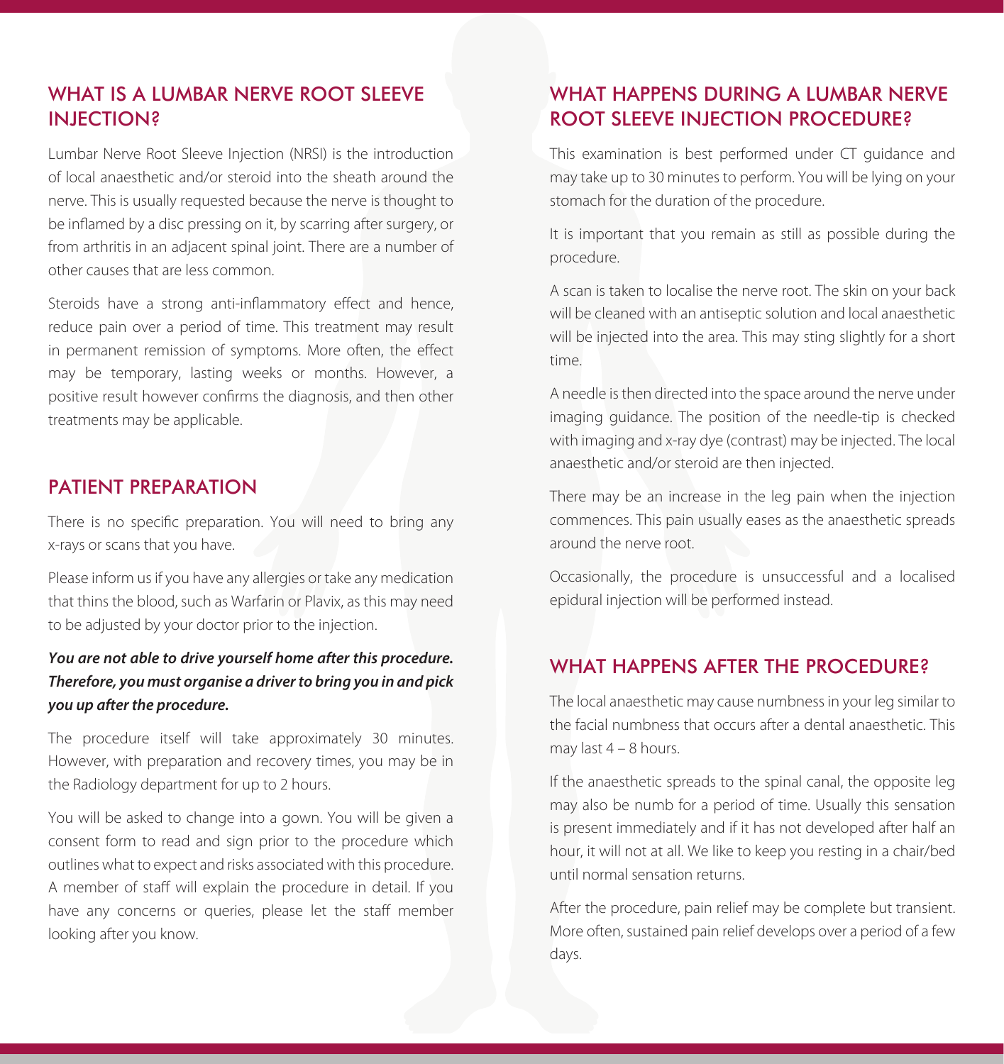## WHAT IS A LUMBAR NERVE ROOT SLEEVE INJECTION?

Lumbar Nerve Root Sleeve Injection (NRSI) is the introduction of local anaesthetic and/or steroid into the sheath around the nerve. This is usually requested because the nerve is thought to be inflamed by a disc pressing on it, by scarring after surgery, or from arthritis in an adjacent spinal joint. There are a number of other causes that are less common.

Steroids have a strong anti-inflammatory effect and hence, reduce pain over a period of time. This treatment may result in permanent remission of symptoms. More often, the effect may be temporary, lasting weeks or months. However, a positive result however confirms the diagnosis, and then other treatments may be applicable.

## PATIENT PREPARATION

There is no specific preparation. You will need to bring any x-rays or scans that you have.

Please inform us if you have any allergies or take any medication that thins the blood, such as Warfarin or Plavix, as this may need to be adjusted by your doctor prior to the injection.

***You are not able to drive yourself home after this procedure. Therefore, you must organise a driver to bring you in and pick you up after the procedure.***

The procedure itself will take approximately 30 minutes. However, with preparation and recovery times, you may be in the Radiology department for up to 2 hours.

You will be asked to change into a gown. You will be given a consent form to read and sign prior to the procedure which outlines what to expect and risks associated with this procedure. A member of staff will explain the procedure in detail. If you have any concerns or queries, please let the staff member looking after you know.

## WHAT HAPPENS DURING A LUMBAR NERVE ROOT SLEEVE INJECTION PROCEDURE?

This examination is best performed under CT guidance and may take up to 30 minutes to perform. You will be lying on your stomach for the duration of the procedure.

It is important that you remain as still as possible during the procedure.

A scan is taken to localise the nerve root. The skin on your back will be cleaned with an antiseptic solution and local anaesthetic will be injected into the area. This may sting slightly for a short time.

A needle is then directed into the space around the nerve under imaging guidance. The position of the needle-tip is checked with imaging and x-ray dye (contrast) may be injected. The local anaesthetic and/or steroid are then injected.

There may be an increase in the leg pain when the injection commences. This pain usually eases as the anaesthetic spreads around the nerve root.

Occasionally, the procedure is unsuccessful and a localised epidural injection will be performed instead.

## WHAT HAPPENS AFTER THE PROCEDURE?

The local anaesthetic may cause numbness in your leg similar to the facial numbness that occurs after a dental anaesthetic. This may last 4 – 8 hours.

If the anaesthetic spreads to the spinal canal, the opposite leg may also be numb for a period of time. Usually this sensation is present immediately and if it has not developed after half an hour, it will not at all. We like to keep you resting in a chair/bed until normal sensation returns.

After the procedure, pain relief may be complete but transient. More often, sustained pain relief develops over a period of a few days.